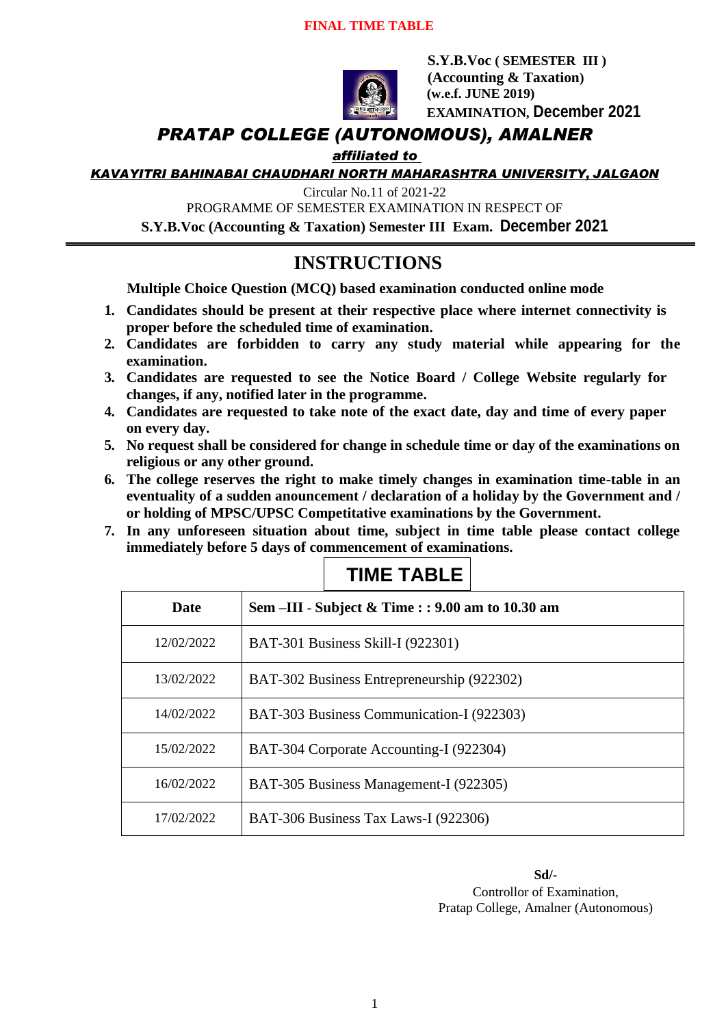**FINAL TIME TABLE**

**S.Y.B.Voc ( SEMESTER III )**
**(Accounting & Taxation)**
**(w.e.f. JUNE 2019)**
**EXAMINATION, December 2021**

# *PRATAP COLLEGE (AUTONOMOUS), AMALNER*

***affiliated to***

***KAVAYITRI BAHINABAI CHAUDHARI NORTH MAHARASHTRA UNIVERSITY, JALGAON***

Circular No.11 of 2021-22

PROGRAMME OF SEMESTER EXAMINATION IN RESPECT OF

**S.Y.B.Voc (Accounting & Taxation) Semester III Exam. December 2021**

## INSTRUCTIONS

**Multiple Choice Question (MCQ) based examination conducted online mode**

1. **Candidates should be present at their respective place where internet connectivity is proper before the scheduled time of examination.**
2. **Candidates are forbidden to carry any study material while appearing for the examination.**
3. **Candidates are requested to see the Notice Board / College Website regularly for changes, if any, notified later in the programme.**
4. **Candidates are requested to take note of the exact date, day and time of every paper on every day.**
5. **No request shall be considered for change in schedule time or day of the examinations on religious or any other ground.**
6. **The college reserves the right to make timely changes in examination time-table in an eventuality of a sudden anouncement / declaration of a holiday by the Government and / or holding of MPSC/UPSC Competitative examinations by the Government.**
7. **In any unforeseen situation about time, subject in time table please contact college immediately before 5 days of commencement of examinations.**

## TIME TABLE

| Date | Sem –III - Subject & Time : : 9.00 am to 10.30 am |
|---|---|
| 12/02/2022 | BAT-301 Business Skill-I (922301) |
| 13/02/2022 | BAT-302 Business Entrepreneurship (922302) |
| 14/02/2022 | BAT-303 Business Communication-I (922303) |
| 15/02/2022 | BAT-304 Corporate Accounting-I (922304) |
| 16/02/2022 | BAT-305 Business Management-I (922305) |
| 17/02/2022 | BAT-306 Business Tax Laws-I (922306) |

**Sd/-**
Controllor of Examination,
Pratap College, Amalner (Autonomous)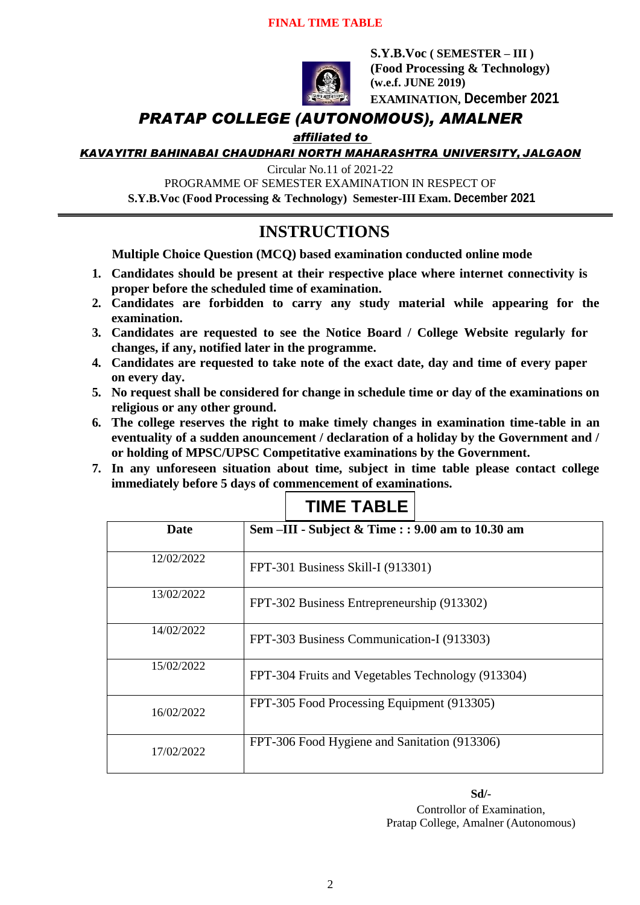**FINAL TIME TABLE**

**S.Y.B.Voc ( SEMESTER – III )**
**(Food Processing & Technology)**
**(w.e.f. JUNE 2019)**
**EXAMINATION, December 2021**

# *PRATAP COLLEGE (AUTONOMOUS), AMALNER*

***affiliated to***

***KAVAYITRI BAHINABAI CHAUDHARI NORTH MAHARASHTRA UNIVERSITY, JALGAON***

Circular No.11 of 2021-22

PROGRAMME OF SEMESTER EXAMINATION IN RESPECT OF

**S.Y.B.Voc (Food Processing & Technology) Semester-III Exam. December 2021**

## INSTRUCTIONS

**Multiple Choice Question (MCQ) based examination conducted online mode**

1. **Candidates should be present at their respective place where internet connectivity is proper before the scheduled time of examination.**
2. **Candidates are forbidden to carry any study material while appearing for the examination.**
3. **Candidates are requested to see the Notice Board / College Website regularly for changes, if any, notified later in the programme.**
4. **Candidates are requested to take note of the exact date, day and time of every paper on every day.**
5. **No request shall be considered for change in schedule time or day of the examinations on religious or any other ground.**
6. **The college reserves the right to make timely changes in examination time-table in an eventuality of a sudden anouncement / declaration of a holiday by the Government and / or holding of MPSC/UPSC Competitative examinations by the Government.**
7. **In any unforeseen situation about time, subject in time table please contact college immediately before 5 days of commencement of examinations.**

## TIME TABLE

| Date | Sem –III - Subject & Time : : 9.00 am to 10.30 am |
|---|---|
| 12/02/2022 | FPT-301 Business Skill-I (913301) |
| 13/02/2022 | FPT-302 Business Entrepreneurship (913302) |
| 14/02/2022 | FPT-303 Business Communication-I (913303) |
| 15/02/2022 | FPT-304 Fruits and Vegetables Technology (913304) |
| 16/02/2022 | FPT-305 Food Processing Equipment (913305) |
| 17/02/2022 | FPT-306 Food Hygiene and Sanitation (913306) |

**Sd/-**

Controllor of Examination,
Pratap College, Amalner (Autonomous)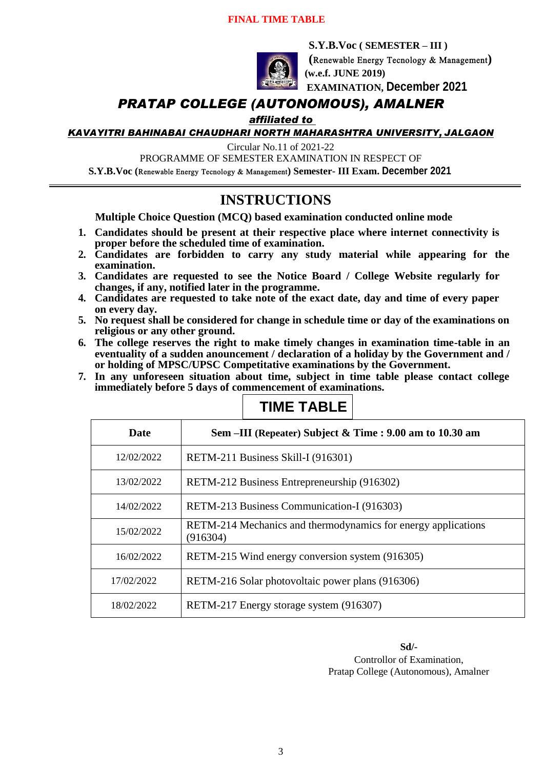**FINAL TIME TABLE**

**S.Y.B.Voc ( SEMESTER – III )**
**(Renewable Energy Tecnology & Management)**
**(w.e.f. JUNE 2019)**
**EXAMINATION, December 2021**

# *PRATAP COLLEGE (AUTONOMOUS), AMALNER*

***affiliated to***

***KAVAYITRI BAHINABAI CHAUDHARI NORTH MAHARASHTRA UNIVERSITY, JALGAON***

Circular No.11 of 2021-22

PROGRAMME OF SEMESTER EXAMINATION IN RESPECT OF

**S.Y.B.Voc (Renewable Energy Tecnology & Management) Semester- III Exam. December 2021**

## INSTRUCTIONS

**Multiple Choice Question (MCQ) based examination conducted online mode**

1. **Candidates should be present at their respective place where internet connectivity is proper before the scheduled time of examination.**
2. **Candidates are forbidden to carry any study material while appearing for the examination.**
3. **Candidates are requested to see the Notice Board / College Website regularly for changes, if any, notified later in the programme.**
4. **Candidates are requested to take note of the exact date, day and time of every paper on every day.**
5. **No request shall be considered for change in schedule time or day of the examinations on religious or any other ground.**
6. **The college reserves the right to make timely changes in examination time-table in an eventuality of a sudden anouncement / declaration of a holiday by the Government and / or holding of MPSC/UPSC Competitative examinations by the Government.**
7. **In any unforeseen situation about time, subject in time table please contact college immediately before 5 days of commencement of examinations.**

## TIME TABLE

| Date | Sem –III (Repeater) Subject & Time : 9.00 am to 10.30 am |
|---|---|
| 12/02/2022 | RETM-211 Business Skill-I (916301) |
| 13/02/2022 | RETM-212 Business Entrepreneurship (916302) |
| 14/02/2022 | RETM-213 Business Communication-I (916303) |
| 15/02/2022 | RETM-214 Mechanics and thermodynamics for energy applications (916304) |
| 16/02/2022 | RETM-215 Wind energy conversion system (916305) |
| 17/02/2022 | RETM-216 Solar photovoltaic power plans (916306) |
| 18/02/2022 | RETM-217 Energy storage system (916307) |

**Sd/-**
Controllor of Examination,
Pratap College (Autonomous), Amalner